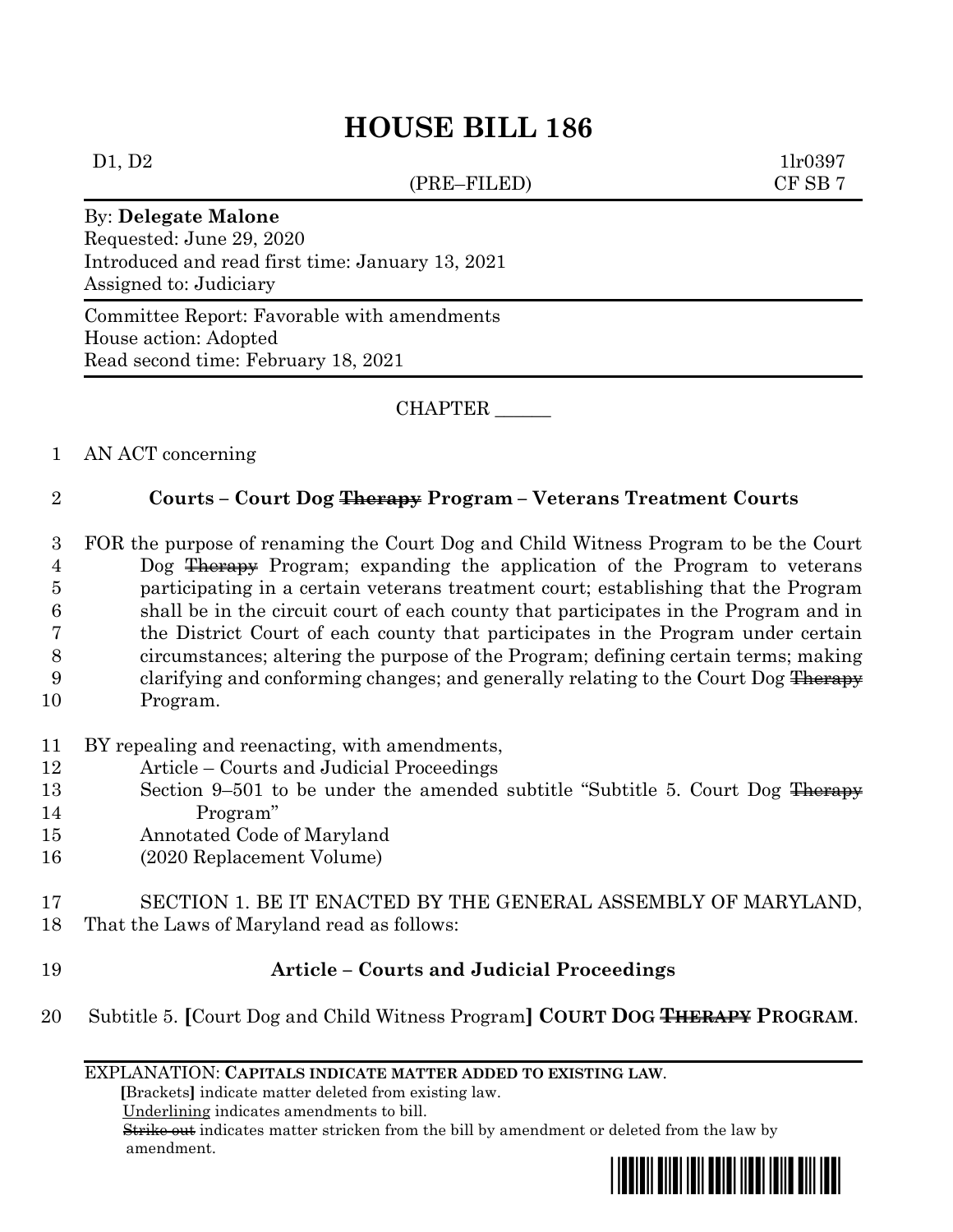# HOUSE BILL 186

D1, D2 (PRE–FILED) 1lr0397
CF SB 7

By: **Delegate Malone**
Requested: June 29, 2020
Introduced and read first time: January 13, 2021
Assigned to: Judiciary

Committee Report: Favorable with amendments
House action: Adopted
Read second time: February 18, 2021

CHAPTER ______

AN ACT concerning

**Courts – Court Dog ~~Therapy~~ Program – Veterans Treatment Courts**

FOR the purpose of renaming the Court Dog and Child Witness Program to be the Court Dog ~~Therapy~~ Program; expanding the application of the Program to veterans participating in a certain veterans treatment court; establishing that the Program shall be in the circuit court of each county that participates in the Program and in the District Court of each county that participates in the Program under certain circumstances; altering the purpose of the Program; defining certain terms; making clarifying and conforming changes; and generally relating to the Court Dog ~~Therapy~~ Program.

BY repealing and reenacting, with amendments,
Article – Courts and Judicial Proceedings
Section 9–501 to be under the amended subtitle "Subtitle 5. Court Dog ~~Therapy~~ Program"
Annotated Code of Maryland
(2020 Replacement Volume)

SECTION 1. BE IT ENACTED BY THE GENERAL ASSEMBLY OF MARYLAND, That the Laws of Maryland read as follows:

**Article – Courts and Judicial Proceedings**

Subtitle 5. **[**Court Dog and Child Witness Program**]** **COURT DOG ~~THERAPY~~ PROGRAM**.

EXPLANATION: **CAPITALS INDICATE MATTER ADDED TO EXISTING LAW**.
**[**Brackets**]** indicate matter deleted from existing law.
Underlining indicates amendments to bill.
~~Strike out~~ indicates matter stricken from the bill by amendment or deleted from the law by amendment.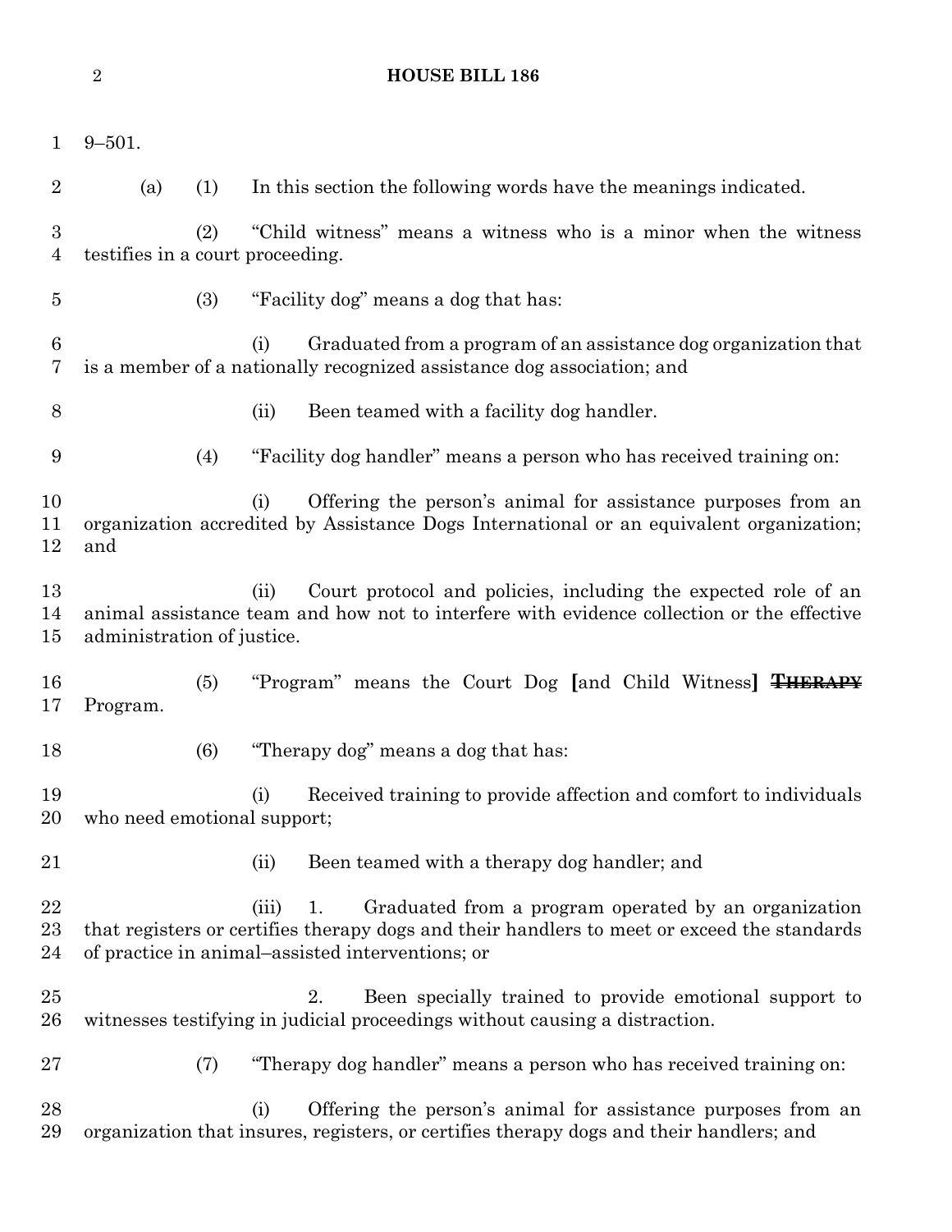9–501.

(a) (1) In this section the following words have the meanings indicated.

(2) "Child witness" means a witness who is a minor when the witness testifies in a court proceeding.

(3) "Facility dog" means a dog that has:

(i) Graduated from a program of an assistance dog organization that is a member of a nationally recognized assistance dog association; and

(ii) Been teamed with a facility dog handler.

(4) "Facility dog handler" means a person who has received training on:

(i) Offering the person's animal for assistance purposes from an organization accredited by Assistance Dogs International or an equivalent organization; and

(ii) Court protocol and policies, including the expected role of an animal assistance team and how not to interfere with evidence collection or the effective administration of justice.

(5) "Program" means the Court Dog **[**and Child Witness**]** ~~**THERAPY**~~ Program.

(6) "Therapy dog" means a dog that has:

(i) Received training to provide affection and comfort to individuals who need emotional support;

(ii) Been teamed with a therapy dog handler; and

(iii) 1. Graduated from a program operated by an organization that registers or certifies therapy dogs and their handlers to meet or exceed the standards of practice in animal–assisted interventions; or

2. Been specially trained to provide emotional support to witnesses testifying in judicial proceedings without causing a distraction.

(7) "Therapy dog handler" means a person who has received training on:

(i) Offering the person's animal for assistance purposes from an organization that insures, registers, or certifies therapy dogs and their handlers; and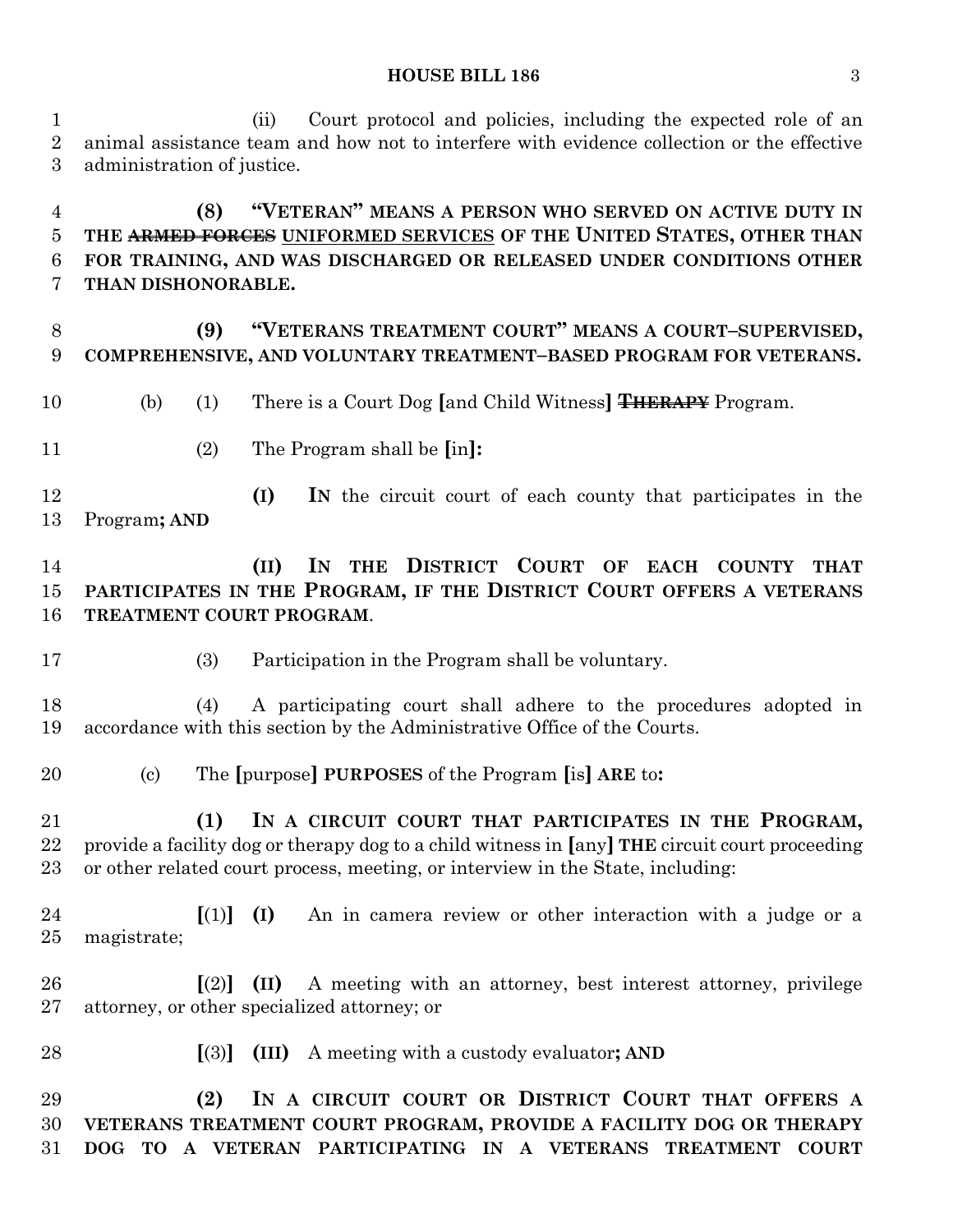(ii) Court protocol and policies, including the expected role of an animal assistance team and how not to interfere with evidence collection or the effective administration of justice.

**(8) "VETERAN" MEANS A PERSON WHO SERVED ON ACTIVE DUTY IN THE ~~ARMED FORCES~~ UNIFORMED SERVICES OF THE UNITED STATES, OTHER THAN FOR TRAINING, AND WAS DISCHARGED OR RELEASED UNDER CONDITIONS OTHER THAN DISHONORABLE.**

**(9) "VETERANS TREATMENT COURT" MEANS A COURT–SUPERVISED, COMPREHENSIVE, AND VOLUNTARY TREATMENT–BASED PROGRAM FOR VETERANS.**

(b) (1) There is a Court Dog **[**and Child Witness**]** ~~**THERAPY**~~ Program.

(2) The Program shall be **[**in**]:**

**(I) IN** the circuit court of each county that participates in the Program**; AND**

**(II) IN THE DISTRICT COURT OF EACH COUNTY THAT PARTICIPATES IN THE PROGRAM, IF THE DISTRICT COURT OFFERS A VETERANS TREATMENT COURT PROGRAM**.

(3) Participation in the Program shall be voluntary.

(4) A participating court shall adhere to the procedures adopted in accordance with this section by the Administrative Office of the Courts.

(c) The **[**purpose**] PURPOSES** of the Program **[**is**] ARE** to**:**

**(1) IN A CIRCUIT COURT THAT PARTICIPATES IN THE PROGRAM,** provide a facility dog or therapy dog to a child witness in **[**any**] THE** circuit court proceeding or other related court process, meeting, or interview in the State, including:

**[**(1)**] (I)** An in camera review or other interaction with a judge or a magistrate;

**[**(2)**] (II)** A meeting with an attorney, best interest attorney, privilege attorney, or other specialized attorney; or

**[**(3)**] (III)** A meeting with a custody evaluator**; AND**

**(2) IN A CIRCUIT COURT OR DISTRICT COURT THAT OFFERS A VETERANS TREATMENT COURT PROGRAM, PROVIDE A FACILITY DOG OR THERAPY DOG TO A VETERAN PARTICIPATING IN A VETERANS TREATMENT COURT**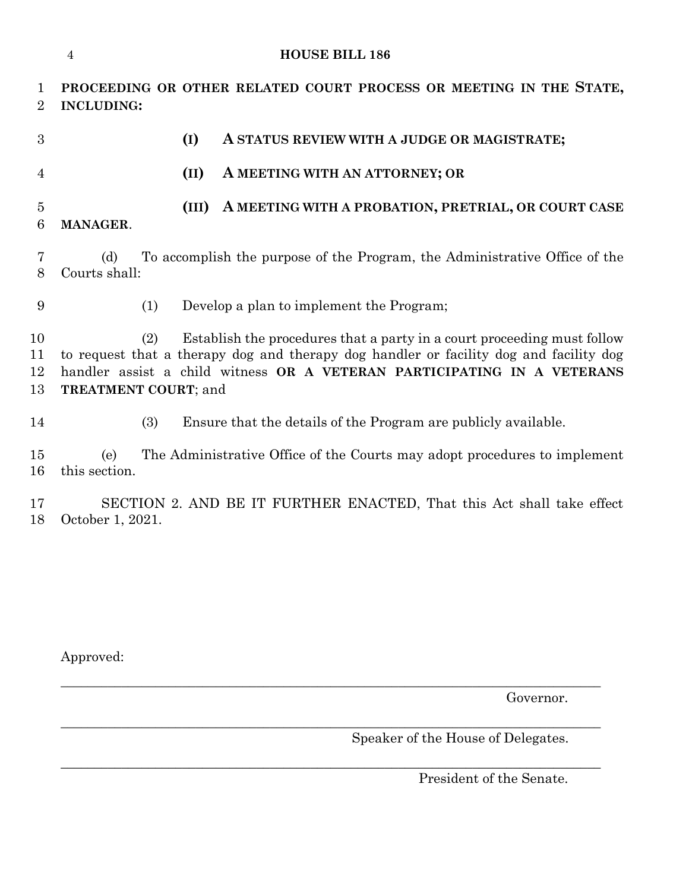**PROCEEDING OR OTHER RELATED COURT PROCESS OR MEETING IN THE STATE, INCLUDING:**

**(I) A STATUS REVIEW WITH A JUDGE OR MAGISTRATE;**

**(II) A MEETING WITH AN ATTORNEY; OR**

**(III) A MEETING WITH A PROBATION, PRETRIAL, OR COURT CASE MANAGER**.

(d) To accomplish the purpose of the Program, the Administrative Office of the Courts shall:

(1) Develop a plan to implement the Program;

(2) Establish the procedures that a party in a court proceeding must follow to request that a therapy dog and therapy dog handler or facility dog and facility dog handler assist a child witness **OR A VETERAN PARTICIPATING IN A VETERANS TREATMENT COURT**; and

(3) Ensure that the details of the Program are publicly available.

(e) The Administrative Office of the Courts may adopt procedures to implement this section.

SECTION 2. AND BE IT FURTHER ENACTED, That this Act shall take effect October 1, 2021.

Approved:

\_\_\_\_\_\_\_\_\_\_\_\_\_\_\_\_\_\_\_\_\_\_\_\_\_\_\_\_\_\_\_\_\_\_\_\_\_\_\_\_\_\_\_\_

Governor.

\_\_\_\_\_\_\_\_\_\_\_\_\_\_\_\_\_\_\_\_\_\_\_\_\_\_\_\_\_\_\_\_\_\_\_\_\_\_\_\_\_\_\_\_

Speaker of the House of Delegates.

\_\_\_\_\_\_\_\_\_\_\_\_\_\_\_\_\_\_\_\_\_\_\_\_\_\_\_\_\_\_\_\_\_\_\_\_\_\_\_\_\_\_\_\_

President of the Senate.